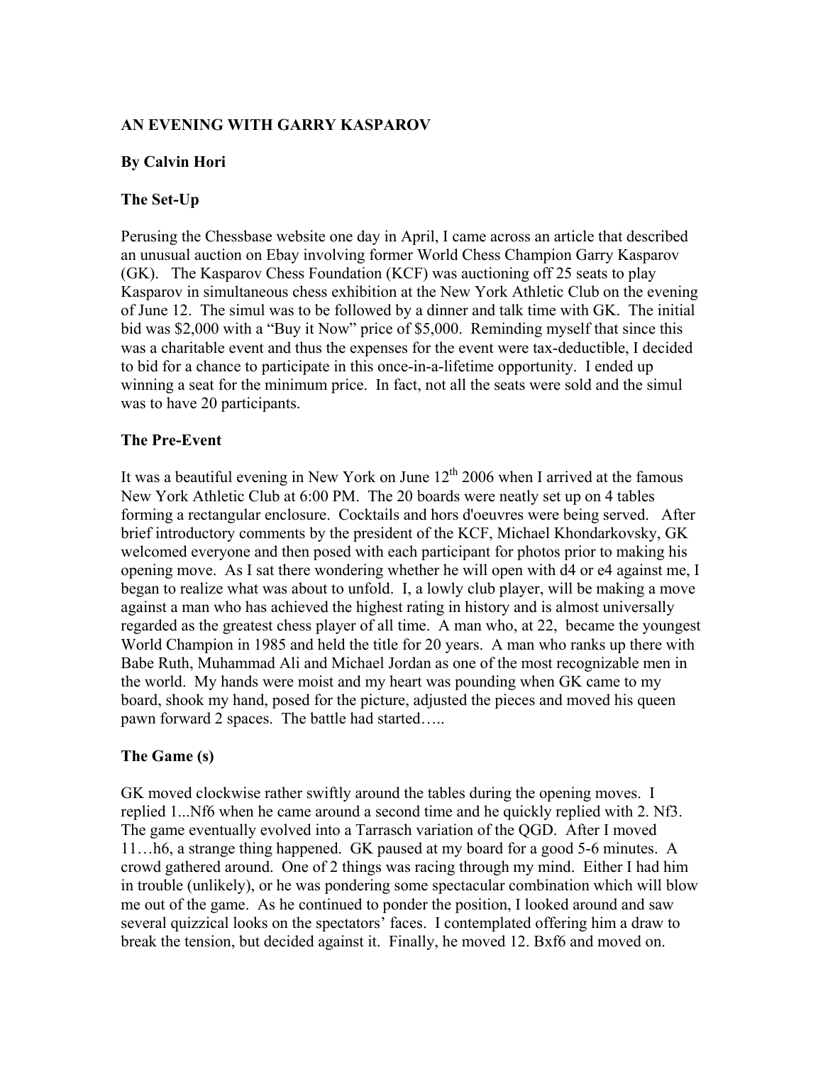**AN EVENING WITH GARRY KASPAROV**

**By Calvin Hori**

**The Set-Up**

Perusing the Chessbase website one day in April, I came across an article that described an unusual auction on Ebay involving former World Chess Champion Garry Kasparov (GK). The Kasparov Chess Foundation (KCF) was auctioning off 25 seats to play Kasparov in simultaneous chess exhibition at the New York Athletic Club on the evening of June 12. The simul was to be followed by a dinner and talk time with GK. The initial bid was $2,000 with a "Buy it Now" price of $5,000. Reminding myself that since this was a charitable event and thus the expenses for the event were tax-deductible, I decided to bid for a chance to participate in this once-in-a-lifetime opportunity. I ended up winning a seat for the minimum price. In fact, not all the seats were sold and the simul was to have 20 participants.

**The Pre-Event**

It was a beautiful evening in New York on June 12th 2006 when I arrived at the famous New York Athletic Club at 6:00 PM. The 20 boards were neatly set up on 4 tables forming a rectangular enclosure. Cocktails and hors d'oeuvres were being served. After brief introductory comments by the president of the KCF, Michael Khondarkovsky, GK welcomed everyone and then posed with each participant for photos prior to making his opening move. As I sat there wondering whether he will open with d4 or e4 against me, I began to realize what was about to unfold. I, a lowly club player, will be making a move against a man who has achieved the highest rating in history and is almost universally regarded as the greatest chess player of all time. A man who, at 22, became the youngest World Champion in 1985 and held the title for 20 years. A man who ranks up there with Babe Ruth, Muhammad Ali and Michael Jordan as one of the most recognizable men in the world. My hands were moist and my heart was pounding when GK came to my board, shook my hand, posed for the picture, adjusted the pieces and moved his queen pawn forward 2 spaces. The battle had started…..

**The Game (s)**

GK moved clockwise rather swiftly around the tables during the opening moves. I replied 1...Nf6 when he came around a second time and he quickly replied with 2. Nf3. The game eventually evolved into a Tarrasch variation of the QGD. After I moved 11…h6, a strange thing happened. GK paused at my board for a good 5-6 minutes. A crowd gathered around. One of 2 things was racing through my mind. Either I had him in trouble (unlikely), or he was pondering some spectacular combination which will blow me out of the game. As he continued to ponder the position, I looked around and saw several quizzical looks on the spectators' faces. I contemplated offering him a draw to break the tension, but decided against it. Finally, he moved 12. Bxf6 and moved on.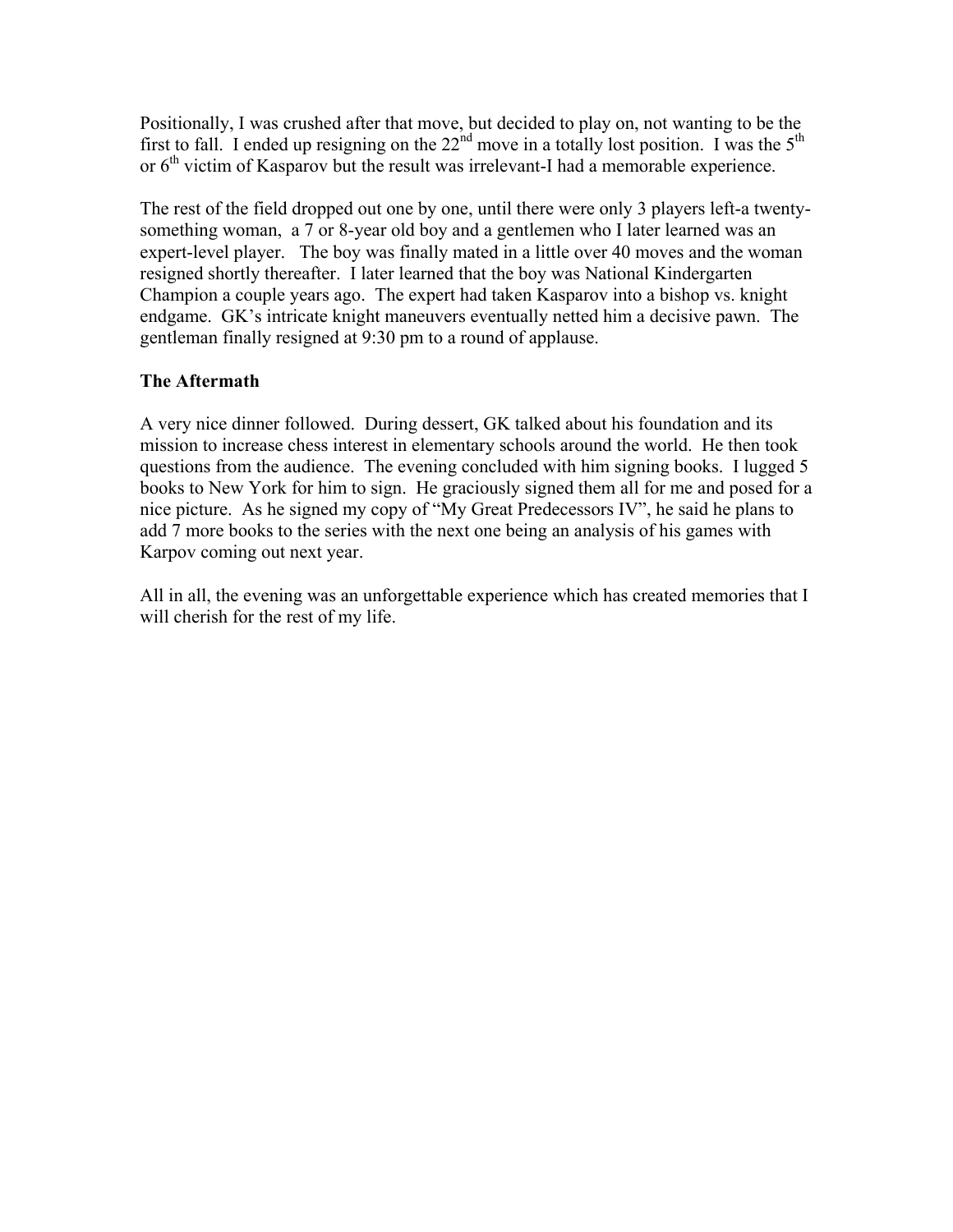Positionally, I was crushed after that move, but decided to play on, not wanting to be the first to fall. I ended up resigning on the 22nd move in a totally lost position. I was the 5th or 6th victim of Kasparov but the result was irrelevant-I had a memorable experience.

The rest of the field dropped out one by one, until there were only 3 players left-a twenty-something woman, a 7 or 8-year old boy and a gentlemen who I later learned was an expert-level player. The boy was finally mated in a little over 40 moves and the woman resigned shortly thereafter. I later learned that the boy was National Kindergarten Champion a couple years ago. The expert had taken Kasparov into a bishop vs. knight endgame. GK's intricate knight maneuvers eventually netted him a decisive pawn. The gentleman finally resigned at 9:30 pm to a round of applause.

**The Aftermath**

A very nice dinner followed. During dessert, GK talked about his foundation and its mission to increase chess interest in elementary schools around the world. He then took questions from the audience. The evening concluded with him signing books. I lugged 5 books to New York for him to sign. He graciously signed them all for me and posed for a nice picture. As he signed my copy of "My Great Predecessors IV", he said he plans to add 7 more books to the series with the next one being an analysis of his games with Karpov coming out next year.

All in all, the evening was an unforgettable experience which has created memories that I will cherish for the rest of my life.